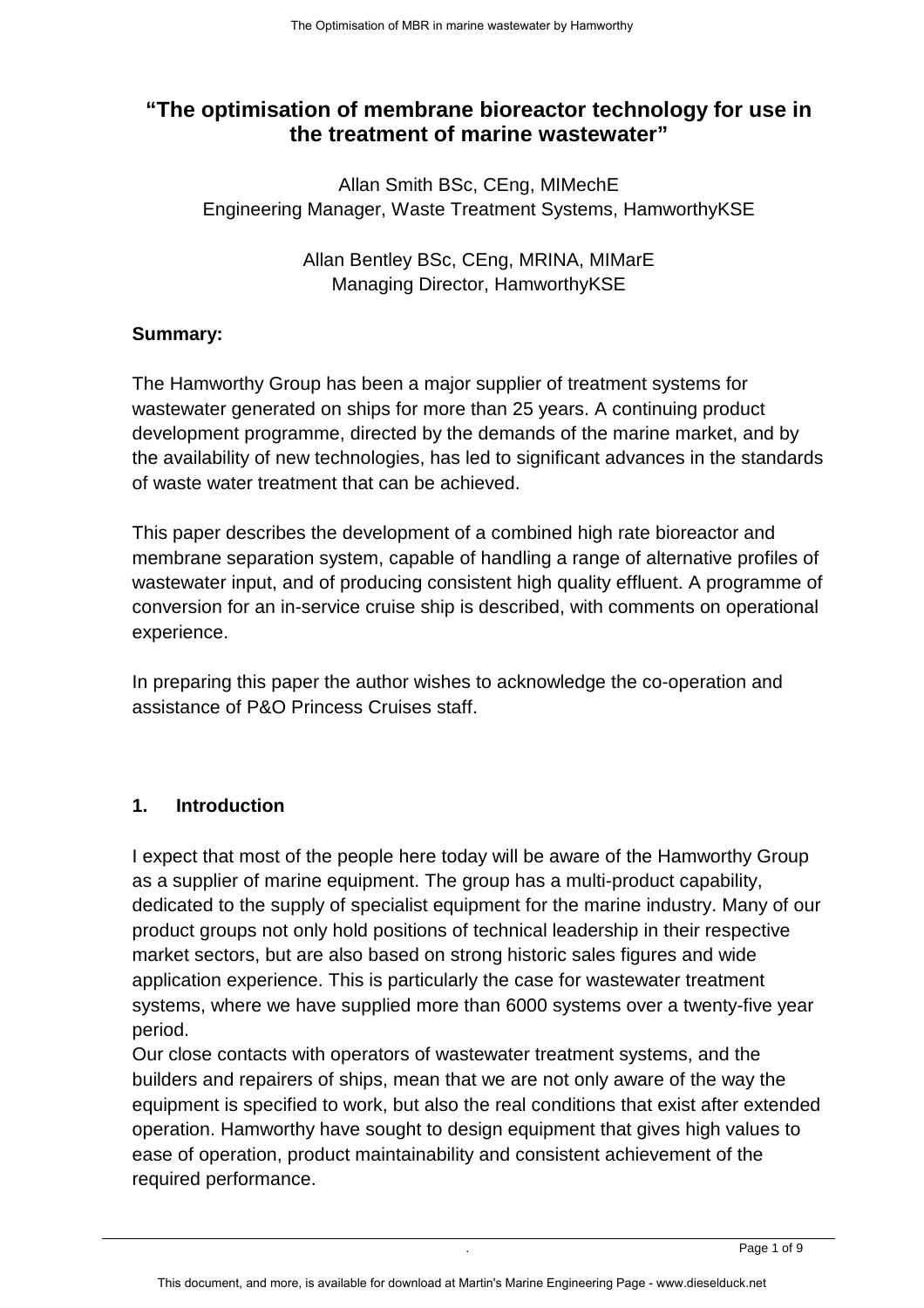# "The optimisation of membrane bioreactor technology for use in the treatment of marine wastewater"

Allan Smith BSc, CEng, MIMechE
Engineering Manager, Waste Treatment Systems, HamworthyKSE

Allan Bentley BSc, CEng, MRINA, MIMarE
Managing Director, HamworthyKSE

**Summary:**

The Hamworthy Group has been a major supplier of treatment systems for wastewater generated on ships for more than 25 years. A continuing product development programme, directed by the demands of the marine market, and by the availability of new technologies, has led to significant advances in the standards of waste water treatment that can be achieved.

This paper describes the development of a combined high rate bioreactor and membrane separation system, capable of handling a range of alternative profiles of wastewater input, and of producing consistent high quality effluent. A programme of conversion for an in-service cruise ship is described, with comments on operational experience.

In preparing this paper the author wishes to acknowledge the co-operation and assistance of P&O Princess Cruises staff.

## 1. Introduction

I expect that most of the people here today will be aware of the Hamworthy Group as a supplier of marine equipment. The group has a multi-product capability, dedicated to the supply of specialist equipment for the marine industry. Many of our product groups not only hold positions of technical leadership in their respective market sectors, but are also based on strong historic sales figures and wide application experience. This is particularly the case for wastewater treatment systems, where we have supplied more than 6000 systems over a twenty-five year period.

Our close contacts with operators of wastewater treatment systems, and the builders and repairers of ships, mean that we are not only aware of the way the equipment is specified to work, but also the real conditions that exist after extended operation. Hamworthy have sought to design equipment that gives high values to ease of operation, product maintainability and consistent achievement of the required performance.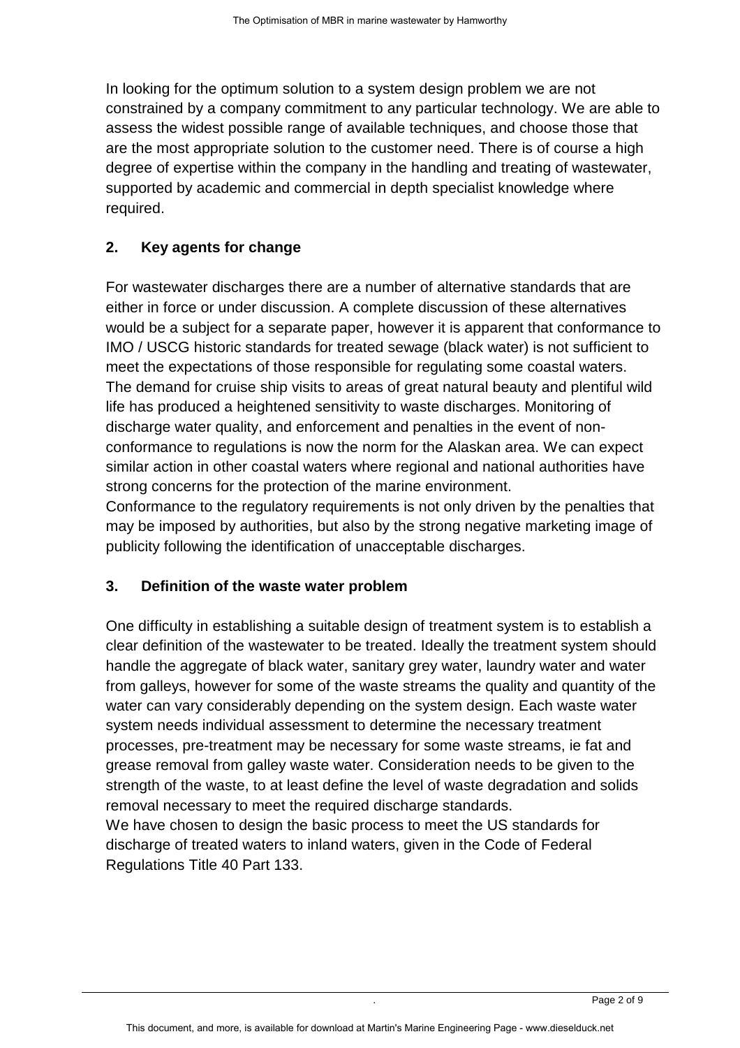In looking for the optimum solution to a system design problem we are not constrained by a company commitment to any particular technology. We are able to assess the widest possible range of available techniques, and choose those that are the most appropriate solution to the customer need. There is of course a high degree of expertise within the company in the handling and treating of wastewater, supported by academic and commercial in depth specialist knowledge where required.

## 2. Key agents for change

For wastewater discharges there are a number of alternative standards that are either in force or under discussion. A complete discussion of these alternatives would be a subject for a separate paper, however it is apparent that conformance to IMO / USCG historic standards for treated sewage (black water) is not sufficient to meet the expectations of those responsible for regulating some coastal waters. The demand for cruise ship visits to areas of great natural beauty and plentiful wild life has produced a heightened sensitivity to waste discharges. Monitoring of discharge water quality, and enforcement and penalties in the event of non-conformance to regulations is now the norm for the Alaskan area. We can expect similar action in other coastal waters where regional and national authorities have strong concerns for the protection of the marine environment.
Conformance to the regulatory requirements is not only driven by the penalties that may be imposed by authorities, but also by the strong negative marketing image of publicity following the identification of unacceptable discharges.

## 3. Definition of the waste water problem

One difficulty in establishing a suitable design of treatment system is to establish a clear definition of the wastewater to be treated. Ideally the treatment system should handle the aggregate of black water, sanitary grey water, laundry water and water from galleys, however for some of the waste streams the quality and quantity of the water can vary considerably depending on the system design. Each waste water system needs individual assessment to determine the necessary treatment processes, pre-treatment may be necessary for some waste streams, ie fat and grease removal from galley waste water. Consideration needs to be given to the strength of the waste, to at least define the level of waste degradation and solids removal necessary to meet the required discharge standards.
We have chosen to design the basic process to meet the US standards for discharge of treated waters to inland waters, given in the Code of Federal Regulations Title 40 Part 133.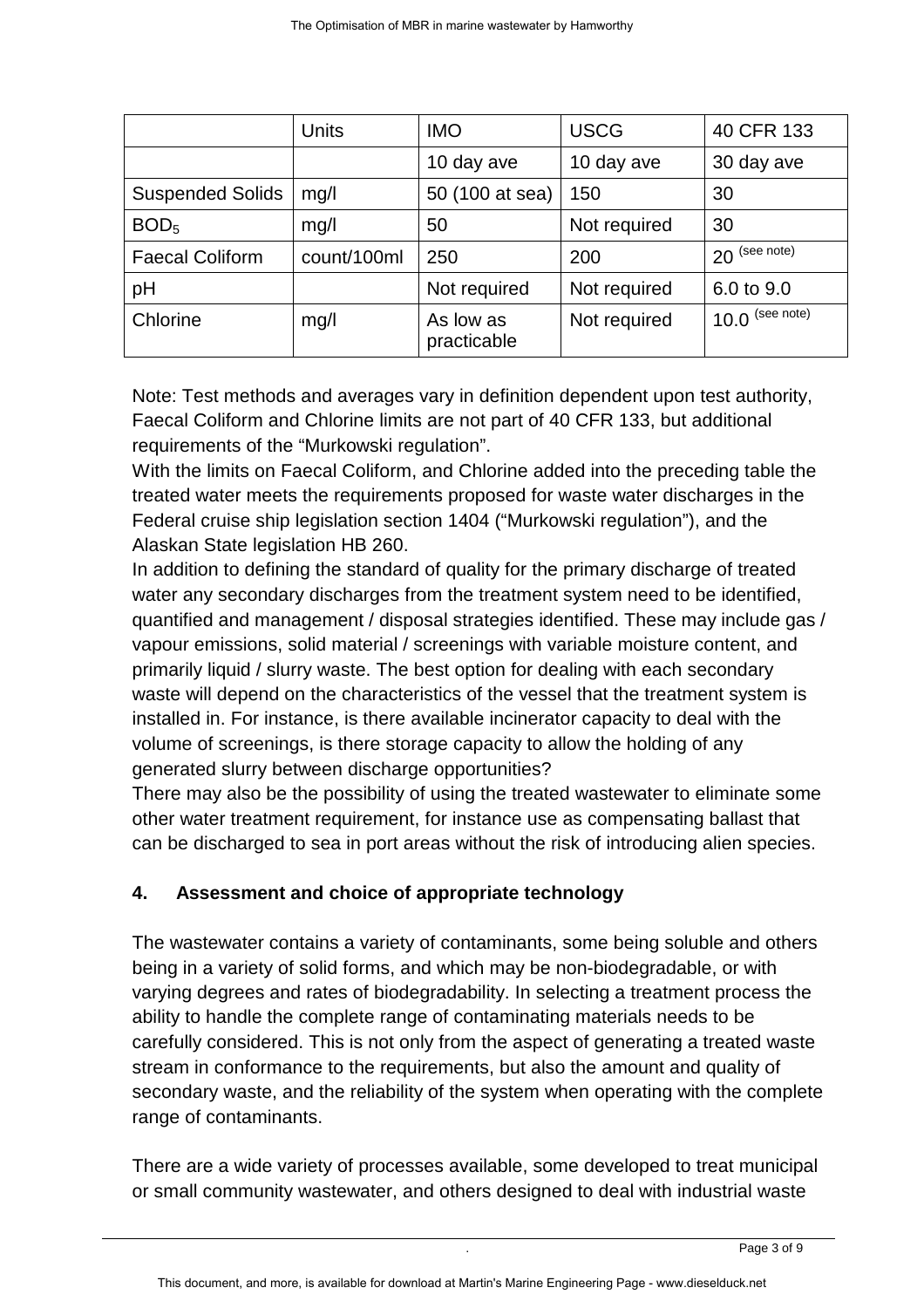| | Units | IMO | USCG | 40 CFR 133 |
|---|---|---|---|---|
| | | 10 day ave | 10 day ave | 30 day ave |
| Suspended Solids | mg/l | 50 (100 at sea) | 150 | 30 |
| $BOD_5$ | mg/l | 50 | Not required | 30 |
| Faecal Coliform | count/100ml | 250 | 200 | 20 (see note) |
| pH | | Not required | Not required | 6.0 to 9.0 |
| Chlorine | mg/l | As low as practicable | Not required | 10.0 (see note) |

Note: Test methods and averages vary in definition dependent upon test authority, Faecal Coliform and Chlorine limits are not part of 40 CFR 133, but additional requirements of the "Murkowski regulation".

With the limits on Faecal Coliform, and Chlorine added into the preceding table the treated water meets the requirements proposed for waste water discharges in the Federal cruise ship legislation section 1404 ("Murkowski regulation"), and the Alaskan State legislation HB 260.

In addition to defining the standard of quality for the primary discharge of treated water any secondary discharges from the treatment system need to be identified, quantified and management / disposal strategies identified. These may include gas / vapour emissions, solid material / screenings with variable moisture content, and primarily liquid / slurry waste. The best option for dealing with each secondary waste will depend on the characteristics of the vessel that the treatment system is installed in. For instance, is there available incinerator capacity to deal with the volume of screenings, is there storage capacity to allow the holding of any generated slurry between discharge opportunities?

There may also be the possibility of using the treated wastewater to eliminate some other water treatment requirement, for instance use as compensating ballast that can be discharged to sea in port areas without the risk of introducing alien species.

## 4. Assessment and choice of appropriate technology

The wastewater contains a variety of contaminants, some being soluble and others being in a variety of solid forms, and which may be non-biodegradable, or with varying degrees and rates of biodegradability. In selecting a treatment process the ability to handle the complete range of contaminating materials needs to be carefully considered. This is not only from the aspect of generating a treated waste stream in conformance to the requirements, but also the amount and quality of secondary waste, and the reliability of the system when operating with the complete range of contaminants.

There are a wide variety of processes available, some developed to treat municipal or small community wastewater, and others designed to deal with industrial waste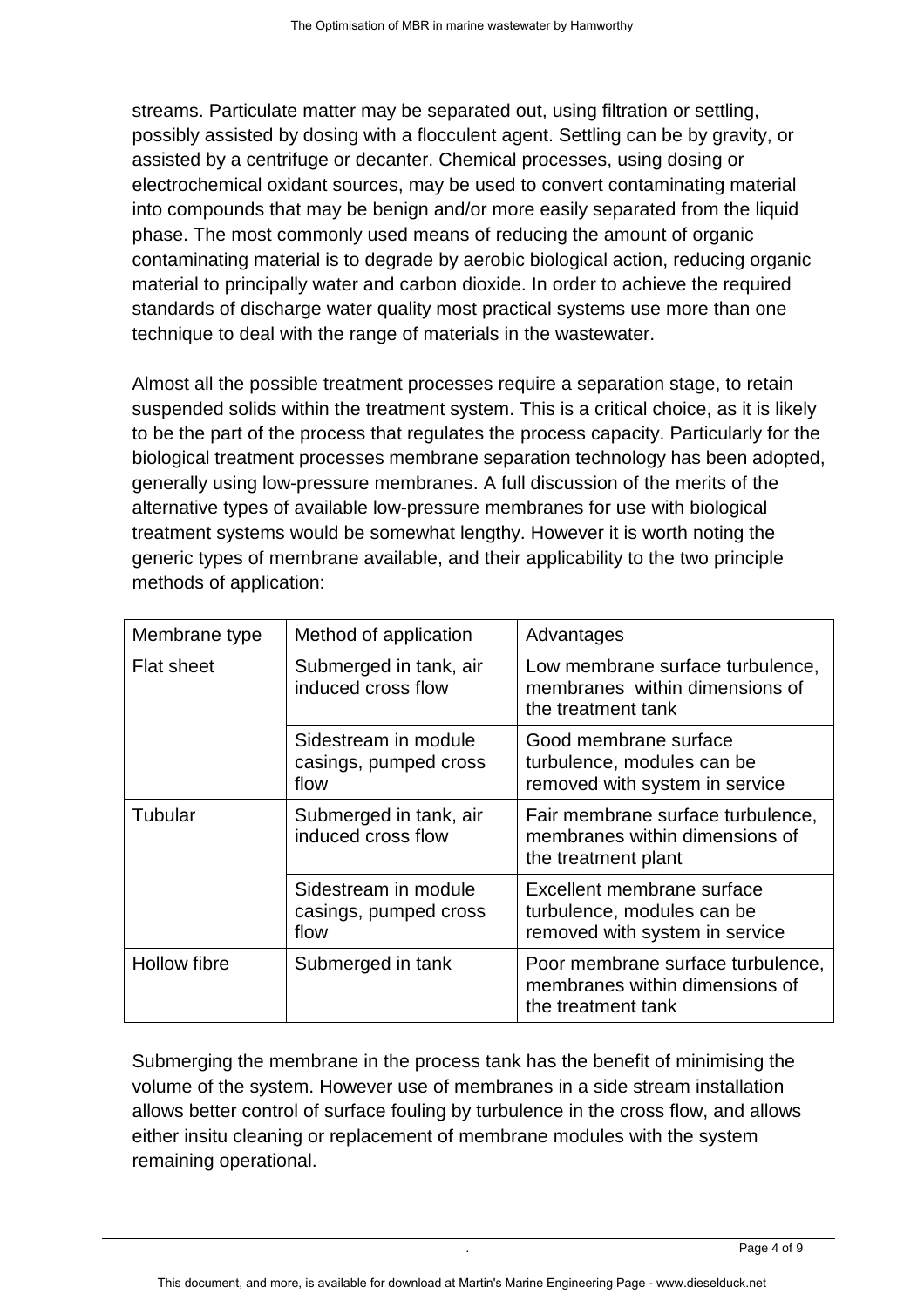streams. Particulate matter may be separated out, using filtration or settling, possibly assisted by dosing with a flocculent agent. Settling can be by gravity, or assisted by a centrifuge or decanter. Chemical processes, using dosing or electrochemical oxidant sources, may be used to convert contaminating material into compounds that may be benign and/or more easily separated from the liquid phase. The most commonly used means of reducing the amount of organic contaminating material is to degrade by aerobic biological action, reducing organic material to principally water and carbon dioxide. In order to achieve the required standards of discharge water quality most practical systems use more than one technique to deal with the range of materials in the wastewater.

Almost all the possible treatment processes require a separation stage, to retain suspended solids within the treatment system. This is a critical choice, as it is likely to be the part of the process that regulates the process capacity. Particularly for the biological treatment processes membrane separation technology has been adopted, generally using low-pressure membranes. A full discussion of the merits of the alternative types of available low-pressure membranes for use with biological treatment systems would be somewhat lengthy. However it is worth noting the generic types of membrane available, and their applicability to the two principle methods of application:

| Membrane type | Method of application | Advantages |
|---|---|---|
| Flat sheet | Submerged in tank, air induced cross flow | Low membrane surface turbulence, membranes within dimensions of the treatment tank |
| | Sidestream in module casings, pumped cross flow | Good membrane surface turbulence, modules can be removed with system in service |
| Tubular | Submerged in tank, air induced cross flow | Fair membrane surface turbulence, membranes within dimensions of the treatment plant |
| | Sidestream in module casings, pumped cross flow | Excellent membrane surface turbulence, modules can be removed with system in service |
| Hollow fibre | Submerged in tank | Poor membrane surface turbulence, membranes within dimensions of the treatment tank |

Submerging the membrane in the process tank has the benefit of minimising the volume of the system. However use of membranes in a side stream installation allows better control of surface fouling by turbulence in the cross flow, and allows either insitu cleaning or replacement of membrane modules with the system remaining operational.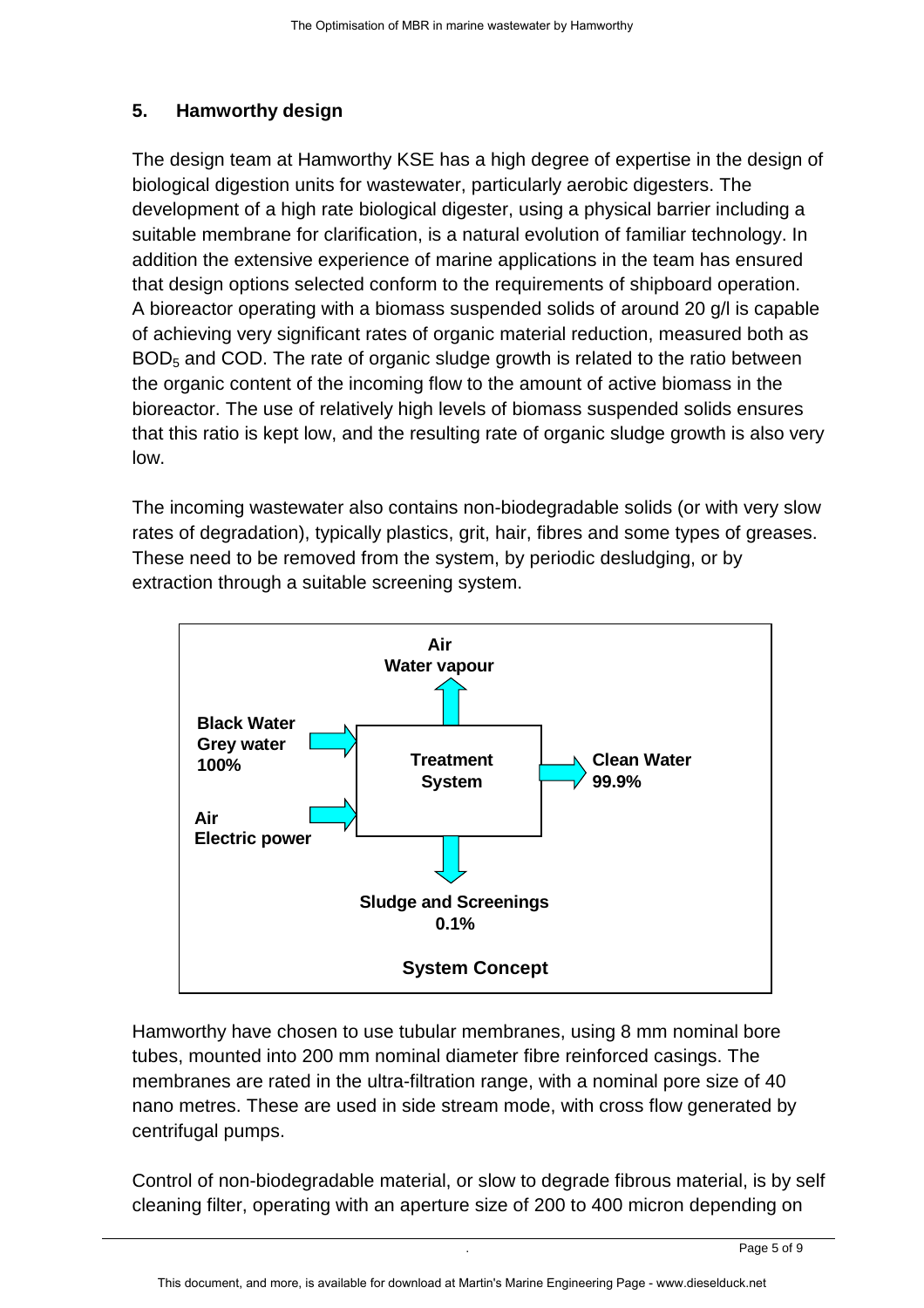## 5. Hamworthy design

The design team at Hamworthy KSE has a high degree of expertise in the design of biological digestion units for wastewater, particularly aerobic digesters. The development of a high rate biological digester, using a physical barrier including a suitable membrane for clarification, is a natural evolution of familiar technology. In addition the extensive experience of marine applications in the team has ensured that design options selected conform to the requirements of shipboard operation. A bioreactor operating with a biomass suspended solids of around 20 g/l is capable of achieving very significant rates of organic material reduction, measured both as $BOD_5$ and COD. The rate of organic sludge growth is related to the ratio between the organic content of the incoming flow to the amount of active biomass in the bioreactor. The use of relatively high levels of biomass suspended solids ensures that this ratio is kept low, and the resulting rate of organic sludge growth is also very low.

The incoming wastewater also contains non-biodegradable solids (or with very slow rates of degradation), typically plastics, grit, hair, fibres and some types of greases. These need to be removed from the system, by periodic desludging, or by extraction through a suitable screening system.

**Air**
**Water vapour**

**Black Water**
**Grey water**
**100%**

**Air**
**Electric power**

**Treatment System**

**Clean Water**
**99.9%**

**Sludge and Screenings**
**0.1%**

**System Concept**

Hamworthy have chosen to use tubular membranes, using 8 mm nominal bore tubes, mounted into 200 mm nominal diameter fibre reinforced casings. The membranes are rated in the ultra-filtration range, with a nominal pore size of 40 nano metres. These are used in side stream mode, with cross flow generated by centrifugal pumps.

Control of non-biodegradable material, or slow to degrade fibrous material, is by self cleaning filter, operating with an aperture size of 200 to 400 micron depending on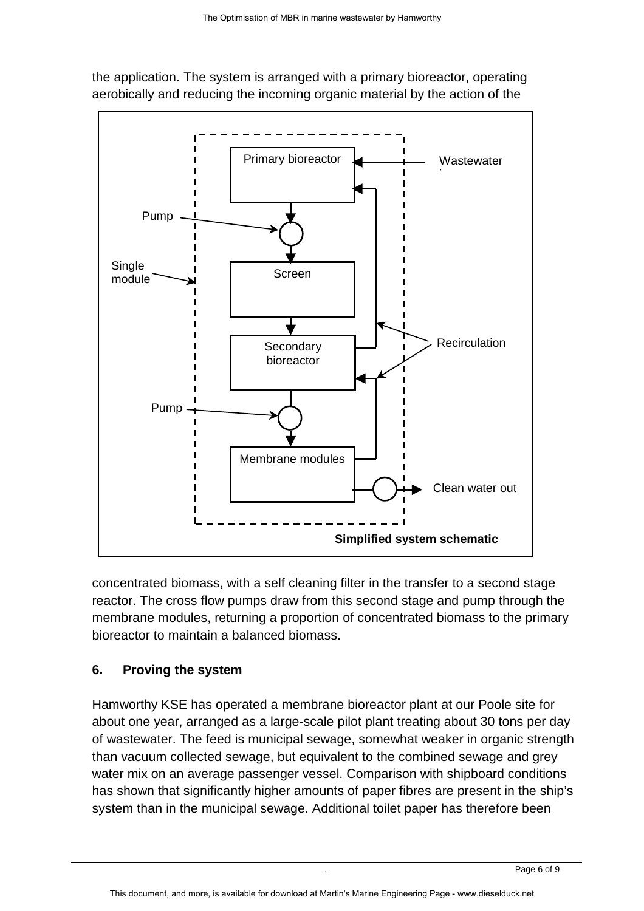the application. The system is arranged with a primary bioreactor, operating aerobically and reducing the incoming organic material by the action of the

Simplified system schematic

concentrated biomass, with a self cleaning filter in the transfer to a second stage reactor. The cross flow pumps draw from this second stage and pump through the membrane modules, returning a proportion of concentrated biomass to the primary bioreactor to maintain a balanced biomass.

## 6. Proving the system

Hamworthy KSE has operated a membrane bioreactor plant at our Poole site for about one year, arranged as a large-scale pilot plant treating about 30 tons per day of wastewater. The feed is municipal sewage, somewhat weaker in organic strength than vacuum collected sewage, but equivalent to the combined sewage and grey water mix on an average passenger vessel. Comparison with shipboard conditions has shown that significantly higher amounts of paper fibres are present in the ship's system than in the municipal sewage. Additional toilet paper has therefore been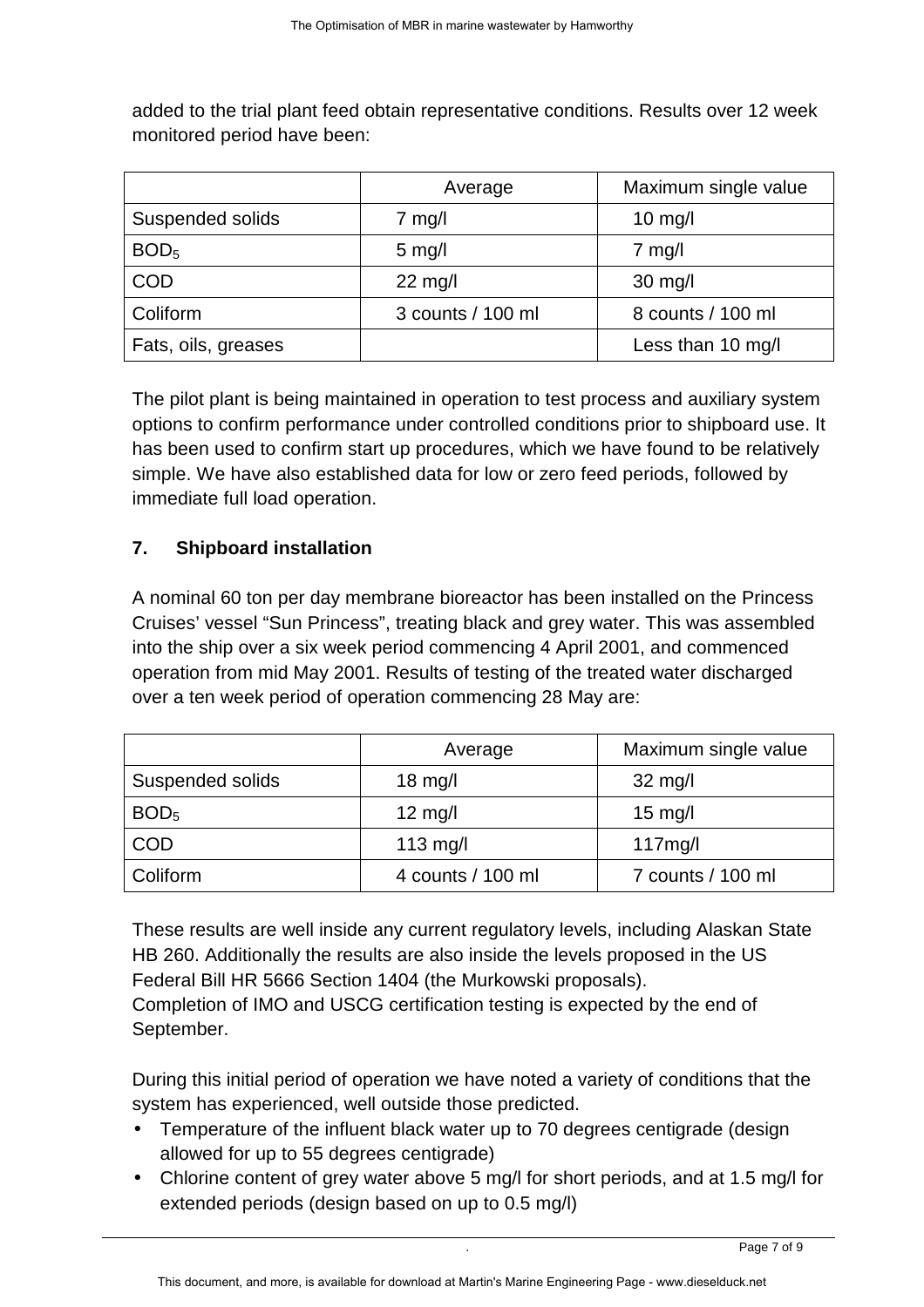added to the trial plant feed obtain representative conditions. Results over 12 week monitored period have been:

| | Average | Maximum single value |
|---|---|---|
| Suspended solids | 7 mg/l | 10 mg/l |
| $BOD_5$ | 5 mg/l | 7 mg/l |
| COD | 22 mg/l | 30 mg/l |
| Coliform | 3 counts / 100 ml | 8 counts / 100 ml |
| Fats, oils, greases | | Less than 10 mg/l |

The pilot plant is being maintained in operation to test process and auxiliary system options to confirm performance under controlled conditions prior to shipboard use. It has been used to confirm start up procedures, which we have found to be relatively simple. We have also established data for low or zero feed periods, followed by immediate full load operation.

## 7. Shipboard installation

A nominal 60 ton per day membrane bioreactor has been installed on the Princess Cruises' vessel "Sun Princess", treating black and grey water. This was assembled into the ship over a six week period commencing 4 April 2001, and commenced operation from mid May 2001. Results of testing of the treated water discharged over a ten week period of operation commencing 28 May are:

| | Average | Maximum single value |
|---|---|---|
| Suspended solids | 18 mg/l | 32 mg/l |
| $BOD_5$ | 12 mg/l | 15 mg/l |
| COD | 113 mg/l | 117mg/l |
| Coliform | 4 counts / 100 ml | 7 counts / 100 ml |

These results are well inside any current regulatory levels, including Alaskan State HB 260. Additionally the results are also inside the levels proposed in the US Federal Bill HR 5666 Section 1404 (the Murkowski proposals).
Completion of IMO and USCG certification testing is expected by the end of September.

During this initial period of operation we have noted a variety of conditions that the system has experienced, well outside those predicted.

- Temperature of the influent black water up to 70 degrees centigrade (design allowed for up to 55 degrees centigrade)
- Chlorine content of grey water above 5 mg/l for short periods, and at 1.5 mg/l for extended periods (design based on up to 0.5 mg/l)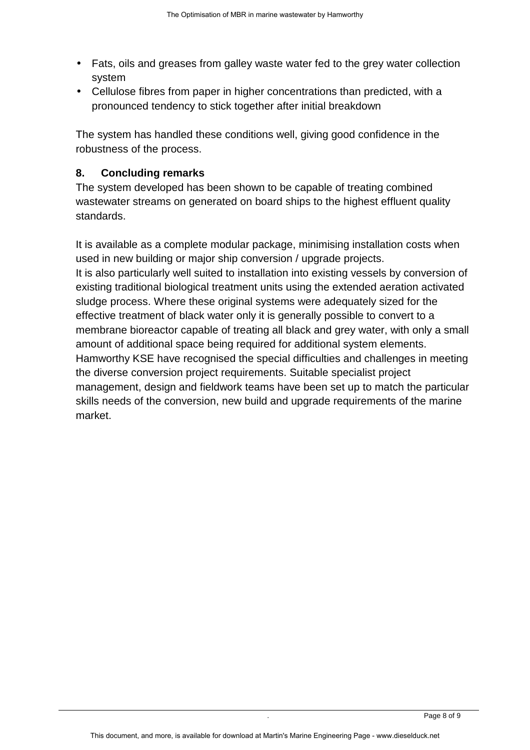- Fats, oils and greases from galley waste water fed to the grey water collection system
- Cellulose fibres from paper in higher concentrations than predicted, with a pronounced tendency to stick together after initial breakdown

The system has handled these conditions well, giving good confidence in the robustness of the process.

## 8. Concluding remarks

The system developed has been shown to be capable of treating combined wastewater streams on generated on board ships to the highest effluent quality standards.

It is available as a complete modular package, minimising installation costs when used in new building or major ship conversion / upgrade projects.
It is also particularly well suited to installation into existing vessels by conversion of existing traditional biological treatment units using the extended aeration activated sludge process. Where these original systems were adequately sized for the effective treatment of black water only it is generally possible to convert to a membrane bioreactor capable of treating all black and grey water, with only a small amount of additional space being required for additional system elements.
Hamworthy KSE have recognised the special difficulties and challenges in meeting the diverse conversion project requirements. Suitable specialist project management, design and fieldwork teams have been set up to match the particular skills needs of the conversion, new build and upgrade requirements of the marine market.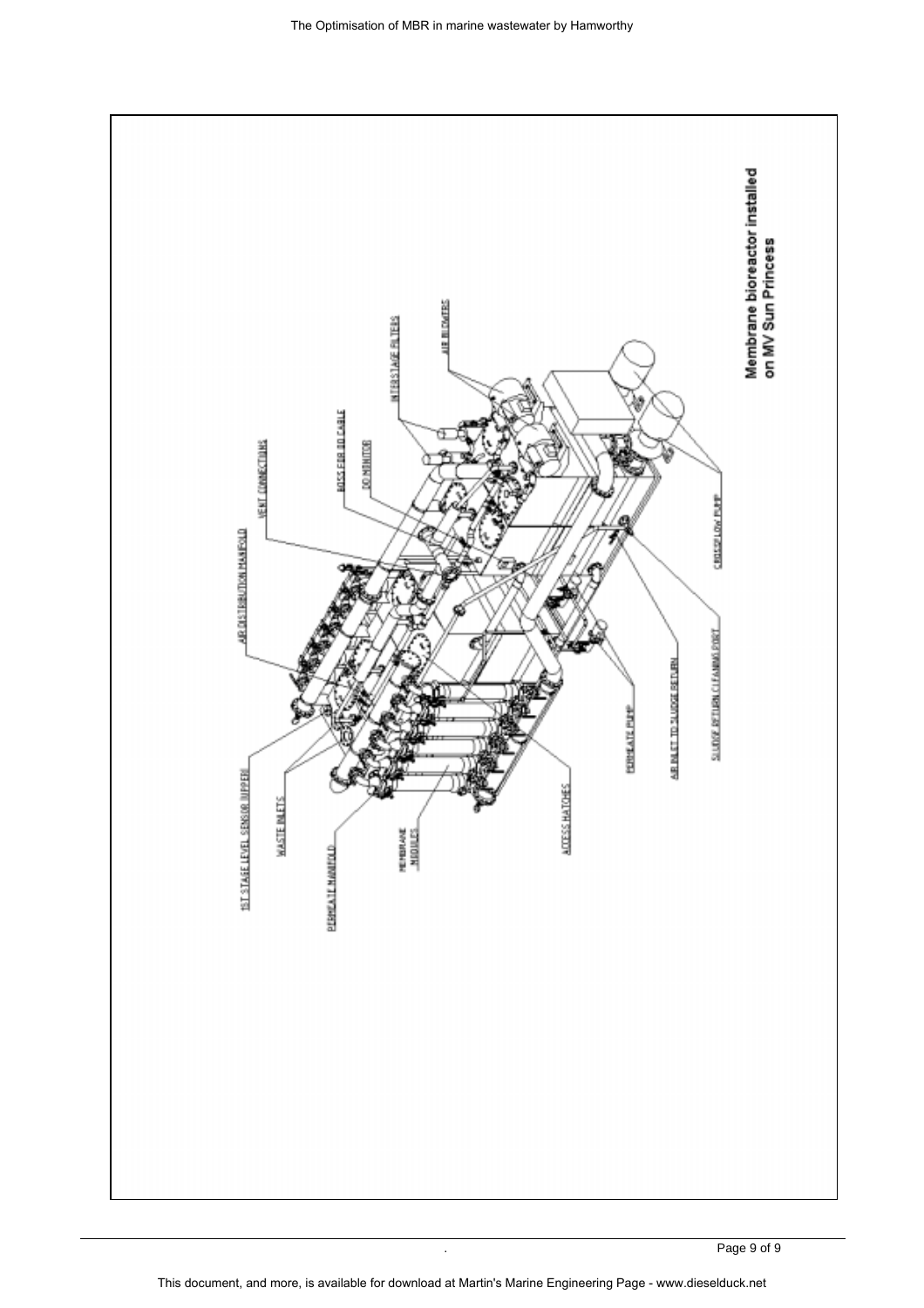1ST STAGE LEVEL SENSOR DIPPER

WASTE INLETS

PERMEATE MANIFOLD

MEMBRANE MODULES

ACCESS HATCHES

PERMEATE PUMP

AIR INLET TO SLUDGE RETURN

SLUDGE RETURN CLEANING PORT

CROSSFLOW PUMP

AIR BLOWERS

INTERSTAGE FILTERS

DO MONITOR

BOSS FOR DO CABLE

VENT CONNECTIONS

AIR DISTRIBUTION MANIFOLD

Membrane bioreactor installed on MV Sun Princess